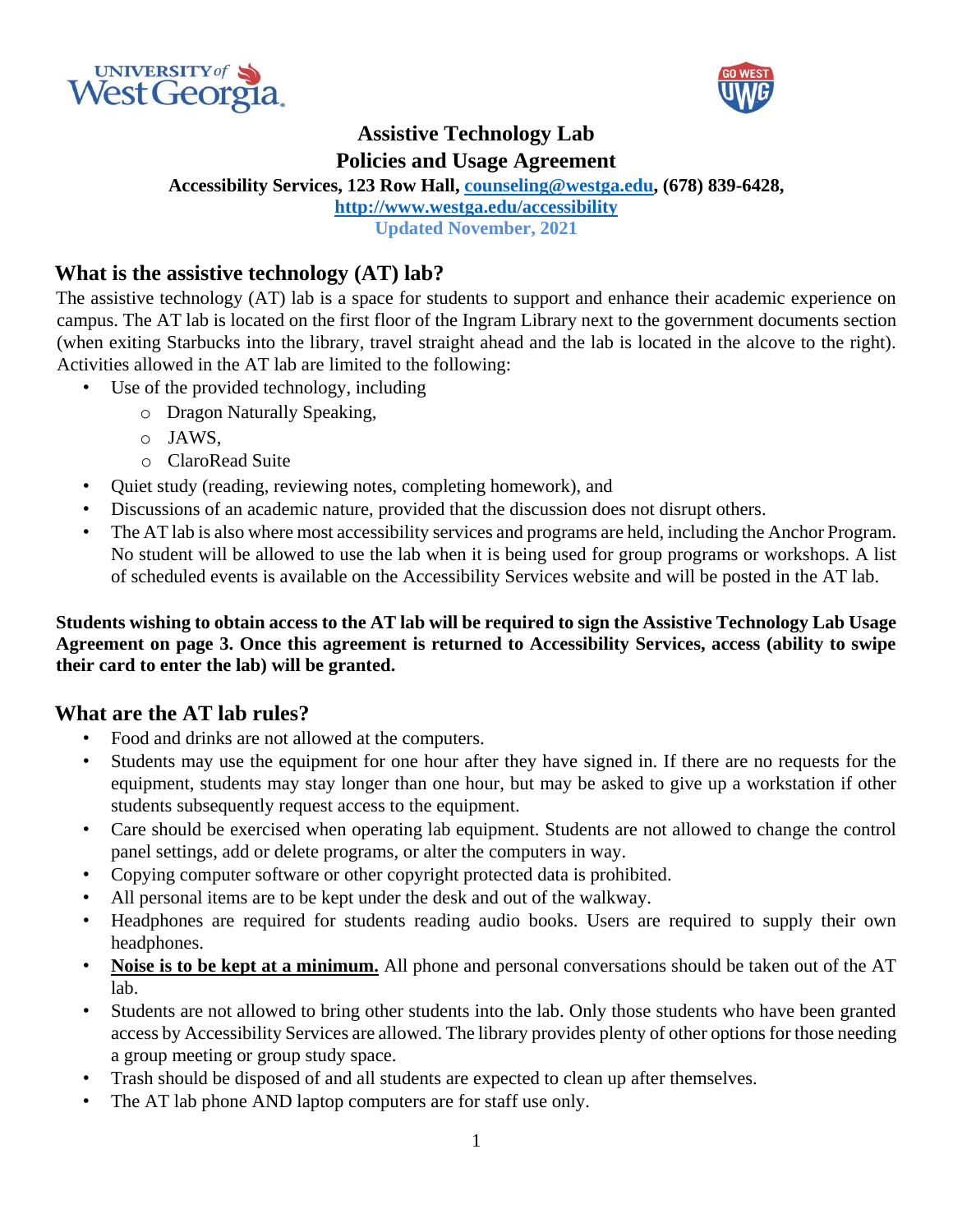# Assistive Technology Lab
# Policies and Usage Agreement

**Accessibility Services, 123 Row Hall, [counseling@westga.edu](mailto:counseling@westga.edu), (678) 839-6428,**
**[http://www.westga.edu/accessibility](http://www.westga.edu/accessibility)**
**Updated November, 2021**

## What is the assistive technology (AT) lab?

The assistive technology (AT) lab is a space for students to support and enhance their academic experience on campus. The AT lab is located on the first floor of the Ingram Library next to the government documents section (when exiting Starbucks into the library, travel straight ahead and the lab is located in the alcove to the right). Activities allowed in the AT lab are limited to the following:

- Use of the provided technology, including
  - Dragon Naturally Speaking,
  - JAWS,
  - ClaroRead Suite
- Quiet study (reading, reviewing notes, completing homework), and
- Discussions of an academic nature, provided that the discussion does not disrupt others.
- The AT lab is also where most accessibility services and programs are held, including the Anchor Program. No student will be allowed to use the lab when it is being used for group programs or workshops. A list of scheduled events is available on the Accessibility Services website and will be posted in the AT lab.

**Students wishing to obtain access to the AT lab will be required to sign the Assistive Technology Lab Usage Agreement on page 3. Once this agreement is returned to Accessibility Services, access (ability to swipe their card to enter the lab) will be granted.**

## What are the AT lab rules?

- Food and drinks are not allowed at the computers.
- Students may use the equipment for one hour after they have signed in. If there are no requests for the equipment, students may stay longer than one hour, but may be asked to give up a workstation if other students subsequently request access to the equipment.
- Care should be exercised when operating lab equipment. Students are not allowed to change the control panel settings, add or delete programs, or alter the computers in way.
- Copying computer software or other copyright protected data is prohibited.
- All personal items are to be kept under the desk and out of the walkway.
- Headphones are required for students reading audio books. Users are required to supply their own headphones.
- **<u>Noise is to be kept at a minimum.</u>** All phone and personal conversations should be taken out of the AT lab.
- Students are not allowed to bring other students into the lab. Only those students who have been granted access by Accessibility Services are allowed. The library provides plenty of other options for those needing a group meeting or group study space.
- Trash should be disposed of and all students are expected to clean up after themselves.
- The AT lab phone AND laptop computers are for staff use only.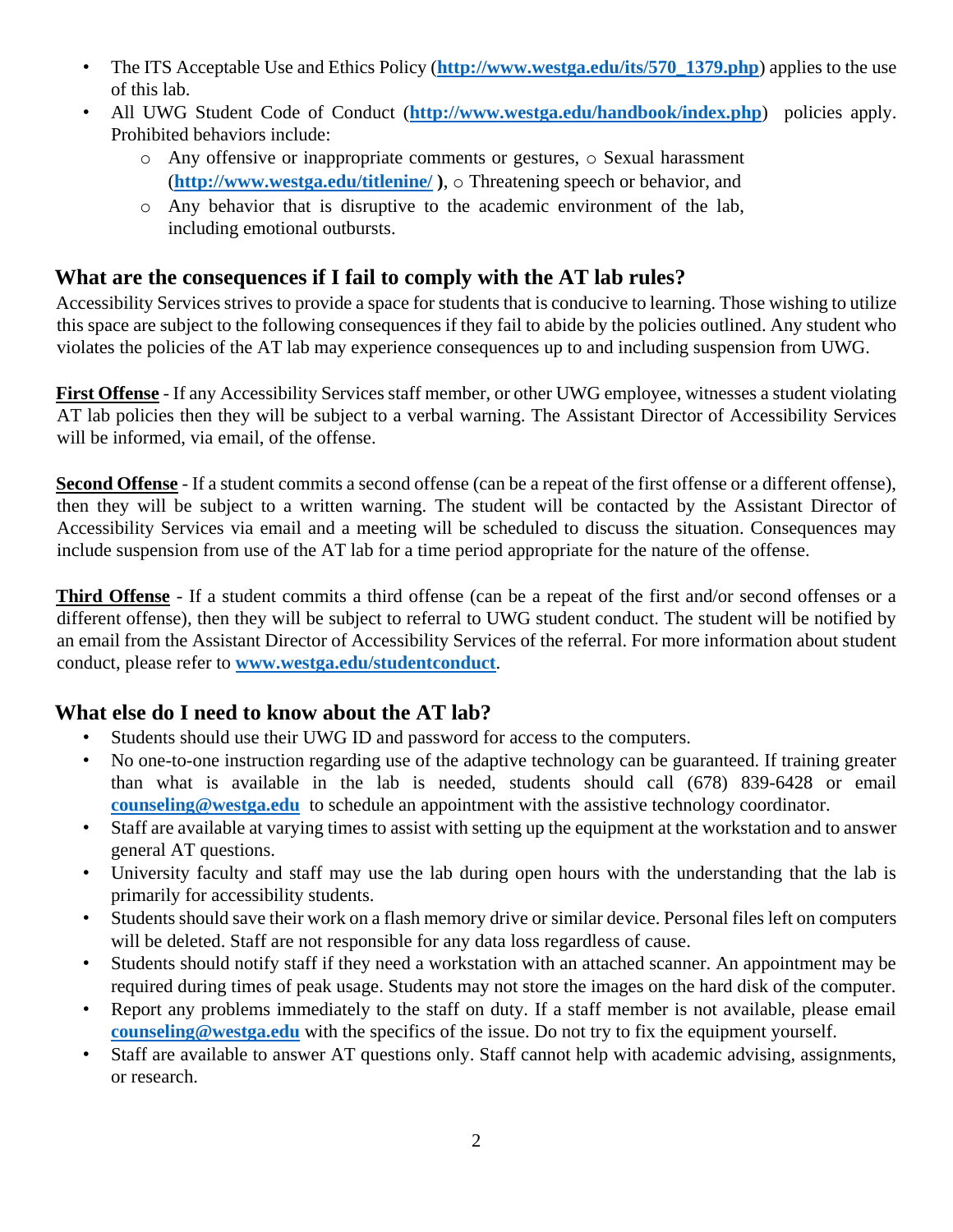- The ITS Acceptable Use and Ethics Policy (**http://www.westga.edu/its/570_1379.php**) applies to the use of this lab.
- All UWG Student Code of Conduct (**http://www.westga.edu/handbook/index.php**) policies apply. Prohibited behaviors include:
  - Any offensive or inappropriate comments or gestures, ○ Sexual harassment (**http://www.westga.edu/titlenine/** **)**, ○ Threatening speech or behavior, and
  - Any behavior that is disruptive to the academic environment of the lab, including emotional outbursts.

## What are the consequences if I fail to comply with the AT lab rules?

Accessibility Services strives to provide a space for students that is conducive to learning. Those wishing to utilize this space are subject to the following consequences if they fail to abide by the policies outlined. Any student who violates the policies of the AT lab may experience consequences up to and including suspension from UWG.

**First Offense** - If any Accessibility Services staff member, or other UWG employee, witnesses a student violating AT lab policies then they will be subject to a verbal warning. The Assistant Director of Accessibility Services will be informed, via email, of the offense.

**Second Offense** - If a student commits a second offense (can be a repeat of the first offense or a different offense), then they will be subject to a written warning. The student will be contacted by the Assistant Director of Accessibility Services via email and a meeting will be scheduled to discuss the situation. Consequences may include suspension from use of the AT lab for a time period appropriate for the nature of the offense.

**Third Offense** - If a student commits a third offense (can be a repeat of the first and/or second offenses or a different offense), then they will be subject to referral to UWG student conduct. The student will be notified by an email from the Assistant Director of Accessibility Services of the referral. For more information about student conduct, please refer to **www.westga.edu/studentconduct**.

## What else do I need to know about the AT lab?

- Students should use their UWG ID and password for access to the computers.
- No one-to-one instruction regarding use of the adaptive technology can be guaranteed. If training greater than what is available in the lab is needed, students should call (678) 839-6428 or email **counseling@westga.edu** to schedule an appointment with the assistive technology coordinator.
- Staff are available at varying times to assist with setting up the equipment at the workstation and to answer general AT questions.
- University faculty and staff may use the lab during open hours with the understanding that the lab is primarily for accessibility students.
- Students should save their work on a flash memory drive or similar device. Personal files left on computers will be deleted. Staff are not responsible for any data loss regardless of cause.
- Students should notify staff if they need a workstation with an attached scanner. An appointment may be required during times of peak usage. Students may not store the images on the hard disk of the computer.
- Report any problems immediately to the staff on duty. If a staff member is not available, please email **counseling@westga.edu** with the specifics of the issue. Do not try to fix the equipment yourself.
- Staff are available to answer AT questions only. Staff cannot help with academic advising, assignments, or research.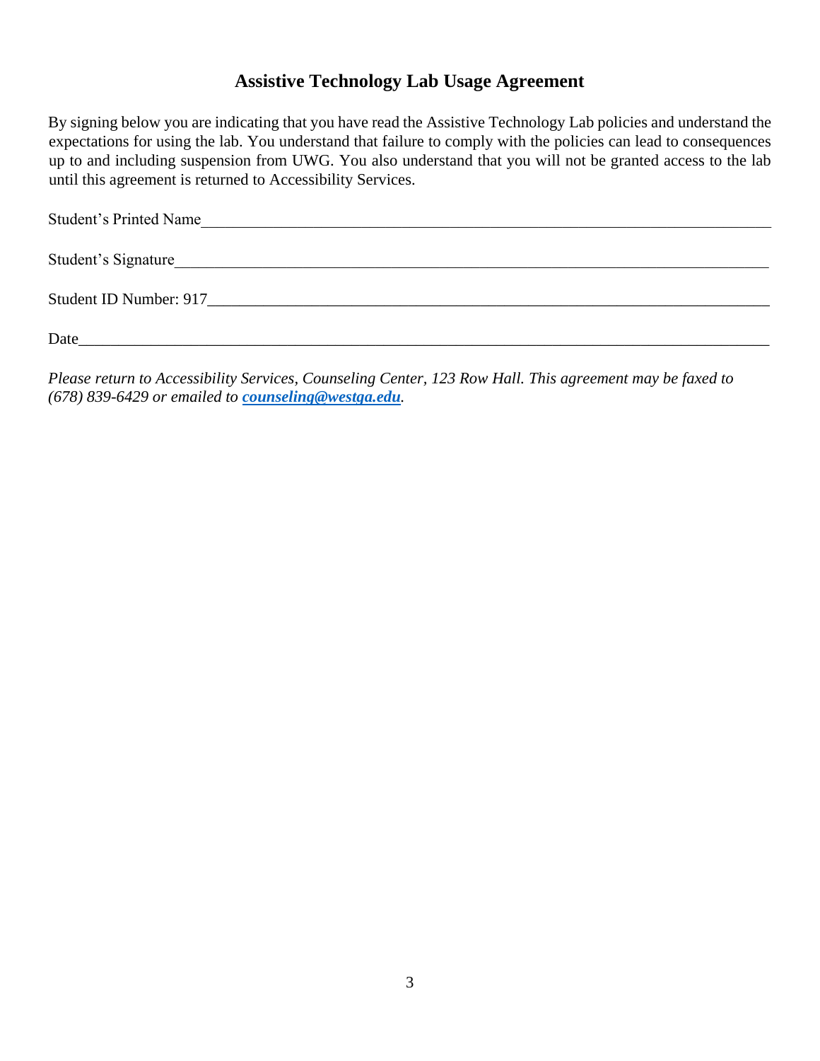# Assistive Technology Lab Usage Agreement

By signing below you are indicating that you have read the Assistive Technology Lab policies and understand the expectations for using the lab. You understand that failure to comply with the policies can lead to consequences up to and including suspension from UWG. You also understand that you will not be granted access to the lab until this agreement is returned to Accessibility Services.

Student's Printed Name______________________________________________________________________

Student's Signature_________________________________________________________________________

Student ID Number: 917_____________________________________________________________________

Date_______________________________________________________________________________________

*Please return to Accessibility Services, Counseling Center, 123 Row Hall. This agreement may be faxed to (678) 839-6429 or emailed to* ***counseling@westga.edu****.*